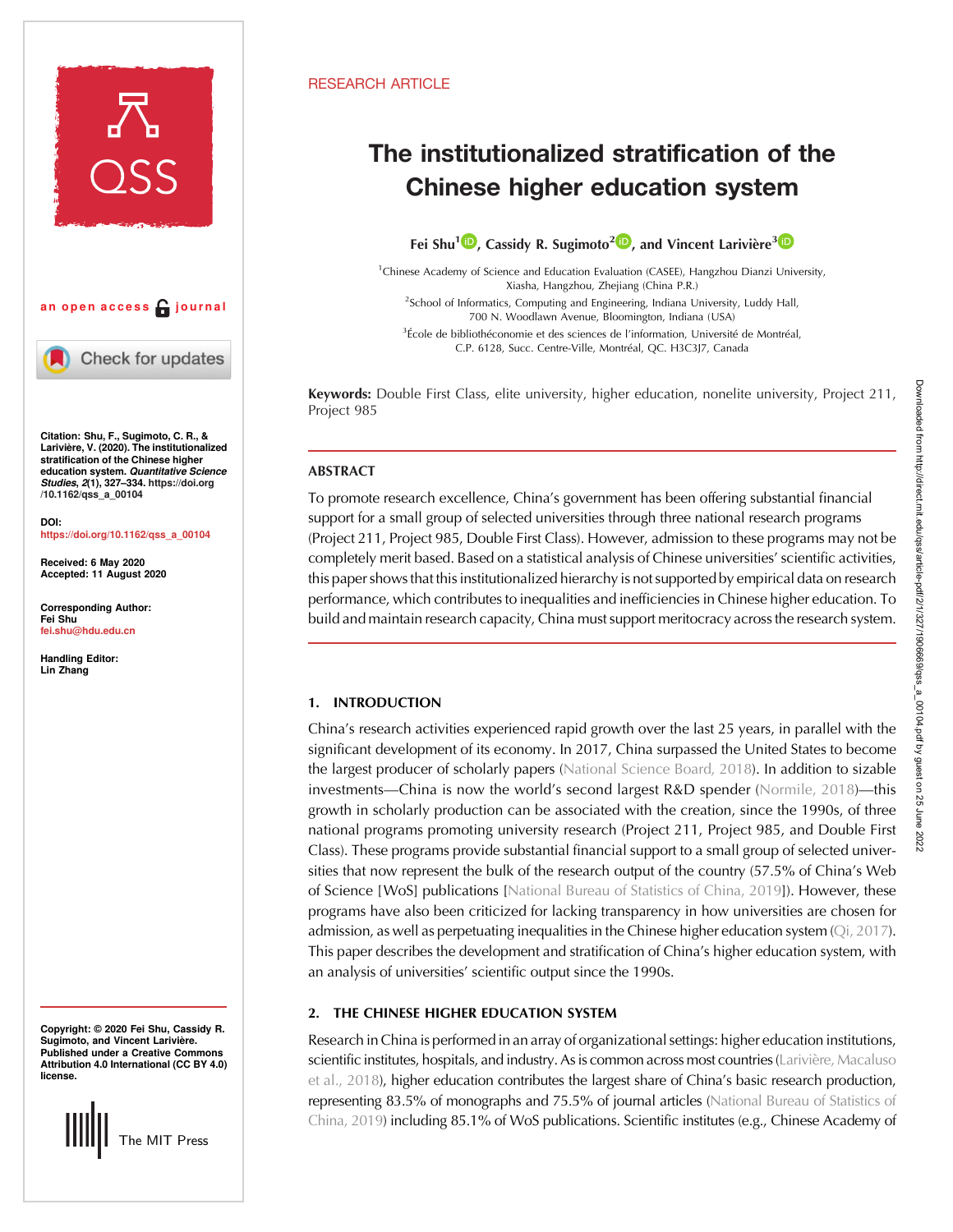RESEARCH ARTICLE

# The institutionalized stratification of the Chinese higher education system

**Fei Shu[1], Cassidy R. Sugimoto[2], and Vincent Larivière[3]**

[1]Chinese Academy of Science and Education Evaluation (CASEE), Hangzhou Dianzi University, Xiasha, Hangzhou, Zhejiang (China P.R.)

[2]School of Informatics, Computing and Engineering, Indiana University, Luddy Hall, 700 N. Woodlawn Avenue, Bloomington, Indiana (USA)

[3]École de bibliothéconomie et des sciences de l'information, Université de Montréal, C.P. 6128, Succ. Centre-Ville, Montréal, QC. H3C3J7, Canada

an open access journal

**Citation:** Shu, F., Sugimoto, C. R., & Larivière, V. (2020). The institutionalized stratification of the Chinese higher education system. *Quantitative Science Studies*, *2*(1), 327–334. https://doi.org/10.1162/qss_a_00104

**DOI:** https://doi.org/10.1162/qss_a_00104

**Received:** 6 May 2020
**Accepted:** 11 August 2020

**Corresponding Author:** Fei Shu fei.shu@hdu.edu.cn

**Handling Editor:** Lin Zhang

**Copyright:** © 2020 Fei Shu, Cassidy R. Sugimoto, and Vincent Larivière. Published under a Creative Commons Attribution 4.0 International (CC BY 4.0) license.

**Keywords:** Double First Class, elite university, higher education, nonelite university, Project 211, Project 985

## ABSTRACT

To promote research excellence, China's government has been offering substantial financial support for a small group of selected universities through three national research programs (Project 211, Project 985, Double First Class). However, admission to these programs may not be completely merit based. Based on a statistical analysis of Chinese universities' scientific activities, this paper shows that this institutionalized hierarchy is not supported by empirical data on research performance, which contributes to inequalities and inefficiencies in Chinese higher education. To build and maintain research capacity, China must support meritocracy across the research system.

## 1. INTRODUCTION

China's research activities experienced rapid growth over the last 25 years, in parallel with the significant development of its economy. In 2017, China surpassed the United States to become the largest producer of scholarly papers (National Science Board, 2018). In addition to sizable investments—China is now the world's second largest R&D spender (Normile, 2018)—this growth in scholarly production can be associated with the creation, since the 1990s, of three national programs promoting university research (Project 211, Project 985, and Double First Class). These programs provide substantial financial support to a small group of selected universities that now represent the bulk of the research output of the country (57.5% of China's Web of Science [WoS] publications [National Bureau of Statistics of China, 2019]). However, these programs have also been criticized for lacking transparency in how universities are chosen for admission, as well as perpetuating inequalities in the Chinese higher education system (Qi, 2017). This paper describes the development and stratification of China's higher education system, with an analysis of universities' scientific output since the 1990s.

## 2. THE CHINESE HIGHER EDUCATION SYSTEM

Research in China is performed in an array of organizational settings: higher education institutions, scientific institutes, hospitals, and industry. As is common across most countries (Larivière, Macaluso et al., 2018), higher education contributes the largest share of China's basic research production, representing 83.5% of monographs and 75.5% of journal articles (National Bureau of Statistics of China, 2019) including 85.1% of WoS publications. Scientific institutes (e.g., Chinese Academy of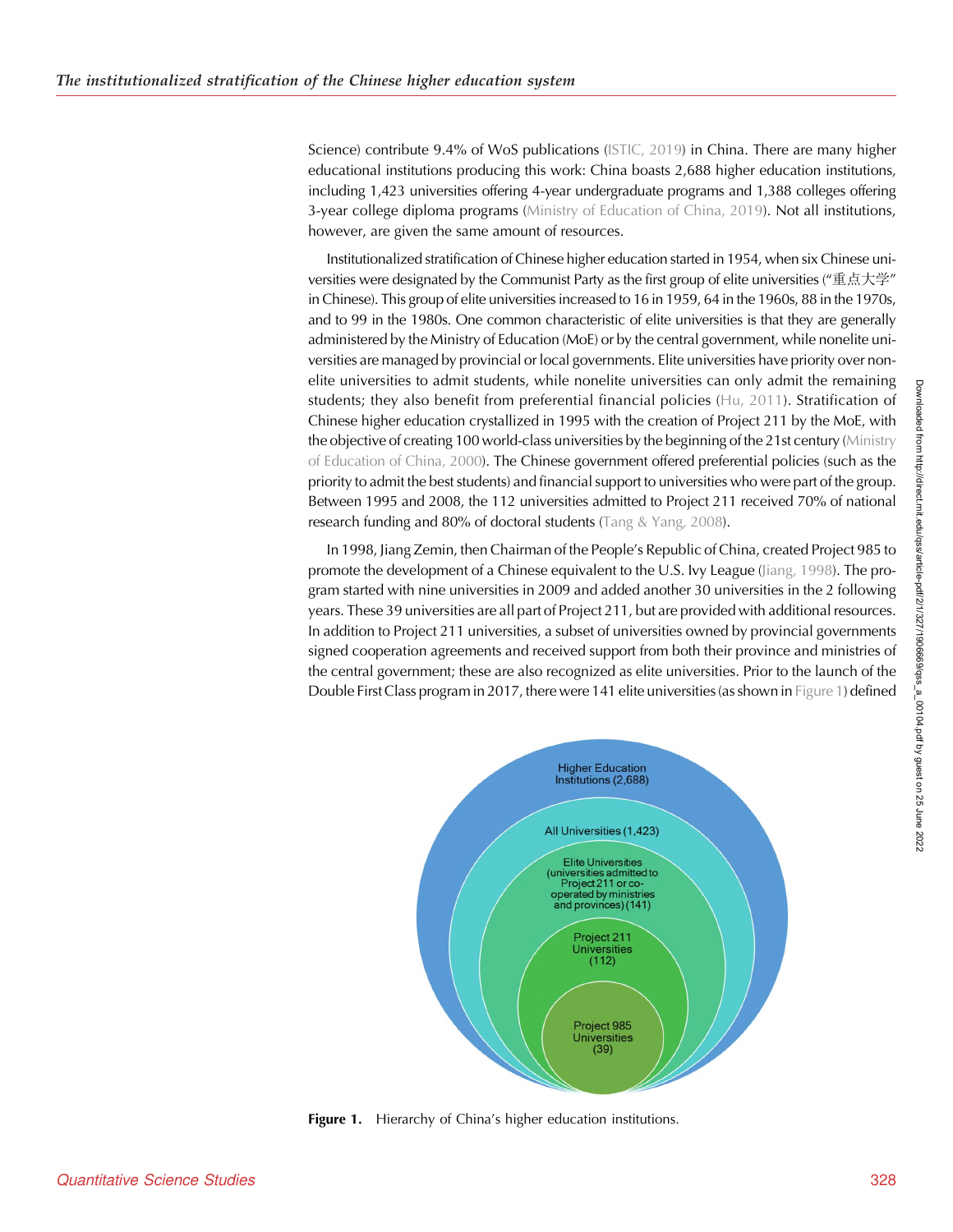Science) contribute 9.4% of WoS publications (ISTIC, 2019) in China. There are many higher educational institutions producing this work: China boasts 2,688 higher education institutions, including 1,423 universities offering 4-year undergraduate programs and 1,388 colleges offering 3-year college diploma programs (Ministry of Education of China, 2019). Not all institutions, however, are given the same amount of resources.

Institutionalized stratification of Chinese higher education started in 1954, when six Chinese universities were designated by the Communist Party as the first group of elite universities ("重点大学" in Chinese). This group of elite universities increased to 16 in 1959, 64 in the 1960s, 88 in the 1970s, and to 99 in the 1980s. One common characteristic of elite universities is that they are generally administered by the Ministry of Education (MoE) or by the central government, while nonelite universities are managed by provincial or local governments. Elite universities have priority over nonelite universities to admit students, while nonelite universities can only admit the remaining students; they also benefit from preferential financial policies (Hu, 2011). Stratification of Chinese higher education crystallized in 1995 with the creation of Project 211 by the MoE, with the objective of creating 100 world-class universities by the beginning of the 21st century (Ministry of Education of China, 2000). The Chinese government offered preferential policies (such as the priority to admit the best students) and financial support to universities who were part of the group. Between 1995 and 2008, the 112 universities admitted to Project 211 received 70% of national research funding and 80% of doctoral students (Tang & Yang, 2008).

In 1998, Jiang Zemin, then Chairman of the People's Republic of China, created Project 985 to promote the development of a Chinese equivalent to the U.S. Ivy League (Jiang, 1998). The program started with nine universities in 2009 and added another 30 universities in the 2 following years. These 39 universities are all part of Project 211, but are provided with additional resources. In addition to Project 211 universities, a subset of universities owned by provincial governments signed cooperation agreements and received support from both their province and ministries of the central government; these are also recognized as elite universities. Prior to the launch of the Double First Class program in 2017, there were 141 elite universities (as shown in Figure 1) defined

Higher Education Institutions (2,688)

All Universities (1,423)

Elite Universities (universities admitted to Project 211 or co-operated by ministries and provinces) (141)

Project 211 Universities (112)

Project 985 Universities (39)

**Figure 1.** Hierarchy of China's higher education institutions.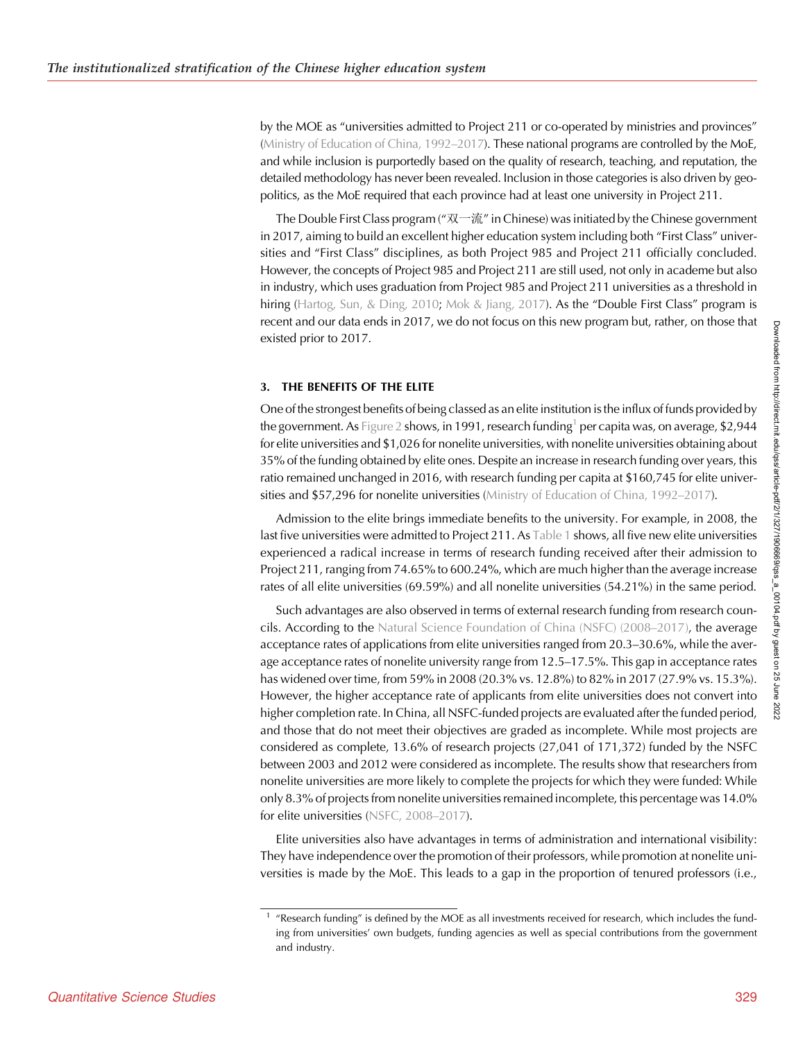by the MOE as "universities admitted to Project 211 or co-operated by ministries and provinces" (Ministry of Education of China, 1992–2017). These national programs are controlled by the MoE, and while inclusion is purportedly based on the quality of research, teaching, and reputation, the detailed methodology has never been revealed. Inclusion in those categories is also driven by geopolitics, as the MoE required that each province had at least one university in Project 211.

The Double First Class program ("双一流" in Chinese) was initiated by the Chinese government in 2017, aiming to build an excellent higher education system including both "First Class" universities and "First Class" disciplines, as both Project 985 and Project 211 officially concluded. However, the concepts of Project 985 and Project 211 are still used, not only in academe but also in industry, which uses graduation from Project 985 and Project 211 universities as a threshold in hiring (Hartog, Sun, & Ding, 2010; Mok & Jiang, 2017). As the "Double First Class" program is recent and our data ends in 2017, we do not focus on this new program but, rather, on those that existed prior to 2017.

## 3. THE BENEFITS OF THE ELITE

One of the strongest benefits of being classed as an elite institution is the influx of funds provided by the government. As Figure 2 shows, in 1991, research funding[1] per capita was, on average, \$2,944 for elite universities and \$1,026 for nonelite universities, with nonelite universities obtaining about 35% of the funding obtained by elite ones. Despite an increase in research funding over years, this ratio remained unchanged in 2016, with research funding per capita at \$160,745 for elite universities and \$57,296 for nonelite universities (Ministry of Education of China, 1992–2017).

Admission to the elite brings immediate benefits to the university. For example, in 2008, the last five universities were admitted to Project 211. As Table 1 shows, all five new elite universities experienced a radical increase in terms of research funding received after their admission to Project 211, ranging from 74.65% to 600.24%, which are much higher than the average increase rates of all elite universities (69.59%) and all nonelite universities (54.21%) in the same period.

Such advantages are also observed in terms of external research funding from research councils. According to the Natural Science Foundation of China (NSFC) (2008–2017), the average acceptance rates of applications from elite universities ranged from 20.3–30.6%, while the average acceptance rates of nonelite university range from 12.5–17.5%. This gap in acceptance rates has widened over time, from 59% in 2008 (20.3% vs. 12.8%) to 82% in 2017 (27.9% vs. 15.3%). However, the higher acceptance rate of applicants from elite universities does not convert into higher completion rate. In China, all NSFC-funded projects are evaluated after the funded period, and those that do not meet their objectives are graded as incomplete. While most projects are considered as complete, 13.6% of research projects (27,041 of 171,372) funded by the NSFC between 2003 and 2012 were considered as incomplete. The results show that researchers from nonelite universities are more likely to complete the projects for which they were funded: While only 8.3% of projects from nonelite universities remained incomplete, this percentage was 14.0% for elite universities (NSFC, 2008–2017).

Elite universities also have advantages in terms of administration and international visibility: They have independence over the promotion of their professors, while promotion at nonelite universities is made by the MoE. This leads to a gap in the proportion of tenured professors (i.e.,

[1] "Research funding" is defined by the MOE as all investments received for research, which includes the funding from universities' own budgets, funding agencies as well as special contributions from the government and industry.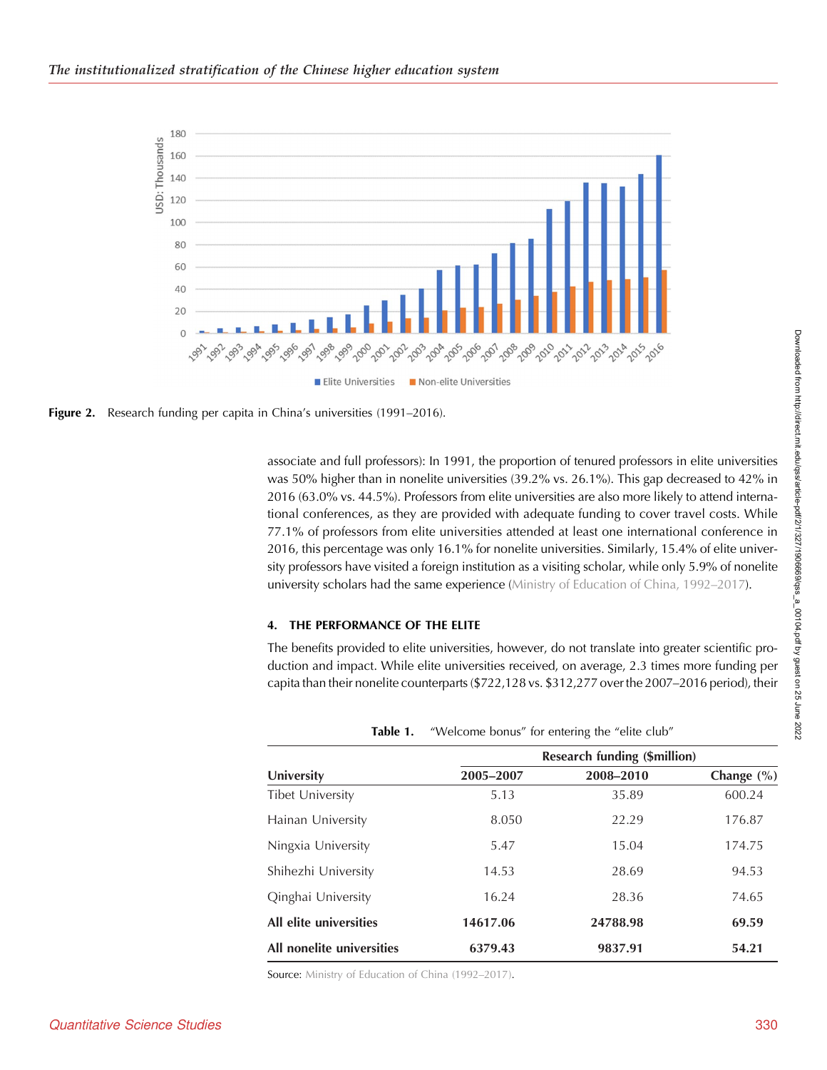Figure 2. Research funding per capita in China's universities (1991–2016).

associate and full professors): In 1991, the proportion of tenured professors in elite universities was 50% higher than in nonelite universities (39.2% vs. 26.1%). This gap decreased to 42% in 2016 (63.0% vs. 44.5%). Professors from elite universities are also more likely to attend international conferences, as they are provided with adequate funding to cover travel costs. While 77.1% of professors from elite universities attended at least one international conference in 2016, this percentage was only 16.1% for nonelite universities. Similarly, 15.4% of elite university professors have visited a foreign institution as a visiting scholar, while only 5.9% of nonelite university scholars had the same experience (Ministry of Education of China, 1992–2017).

## 4. THE PERFORMANCE OF THE ELITE

The benefits provided to elite universities, however, do not translate into greater scientific production and impact. While elite universities received, on average, 2.3 times more funding per capita than their nonelite counterparts ($722,128 vs. $312,277 over the 2007–2016 period), their

**Table 1.** "Welcome bonus" for entering the "elite club"

| University | Research funding ($million) | | |
|---|---|---|---|
| | 2005–2007 | 2008–2010 | Change (%) |
| Tibet University | 5.13 | 35.89 | 600.24 |
| Hainan University | 8.050 | 22.29 | 176.87 |
| Ningxia University | 5.47 | 15.04 | 174.75 |
| Shihezhi University | 14.53 | 28.69 | 94.53 |
| Qinghai University | 16.24 | 28.36 | 74.65 |
| **All elite universities** | **14617.06** | **24788.98** | **69.59** |
| **All nonelite universities** | **6379.43** | **9837.91** | **54.21** |

Source: Ministry of Education of China (1992–2017).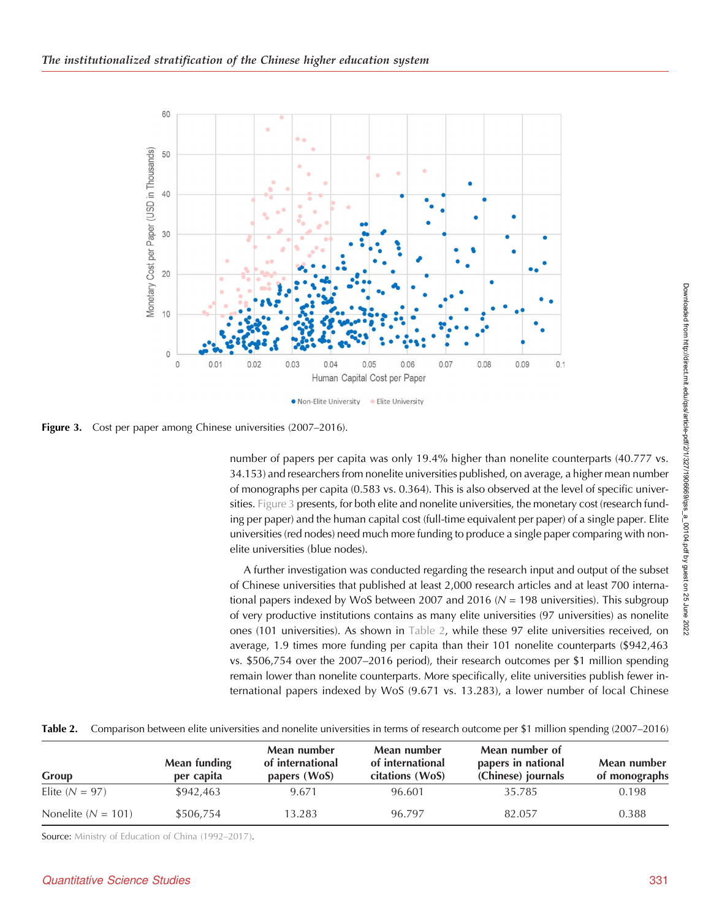Figure 3. Cost per paper among Chinese universities (2007–2016).

number of papers per capita was only 19.4% higher than nonelite counterparts (40.777 vs. 34.153) and researchers from nonelite universities published, on average, a higher mean number of monographs per capita (0.583 vs. 0.364). This is also observed at the level of specific universities. Figure 3 presents, for both elite and nonelite universities, the monetary cost (research funding per paper) and the human capital cost (full-time equivalent per paper) of a single paper. Elite universities (red nodes) need much more funding to produce a single paper comparing with nonelite universities (blue nodes).

A further investigation was conducted regarding the research input and output of the subset of Chinese universities that published at least 2,000 research articles and at least 700 international papers indexed by WoS between 2007 and 2016 ($N$ = 198 universities). This subgroup of very productive institutions contains as many elite universities (97 universities) as nonelite ones (101 universities). As shown in Table 2, while these 97 elite universities received, on average, 1.9 times more funding per capita than their 101 nonelite counterparts ($942,463 vs. $506,754 over the 2007–2016 period), their research outcomes per $1 million spending remain lower than nonelite counterparts. More specifically, elite universities publish fewer international papers indexed by WoS (9.671 vs. 13.283), a lower number of local Chinese

**Table 2.** Comparison between elite universities and nonelite universities in terms of research outcome per $1 million spending (2007–2016)

| Group | Mean funding per capita | Mean number of international papers (WoS) | Mean number of international citations (WoS) | Mean number of papers in national (Chinese) journals | Mean number of monographs |
|---|---|---|---|---|---|
| Elite ($N$ = 97) | $942,463 | 9.671 | 96.601 | 35.785 | 0.198 |
| Nonelite ($N$ = 101) | $506,754 | 13.283 | 96.797 | 82.057 | 0.388 |

Source: Ministry of Education of China (1992–2017).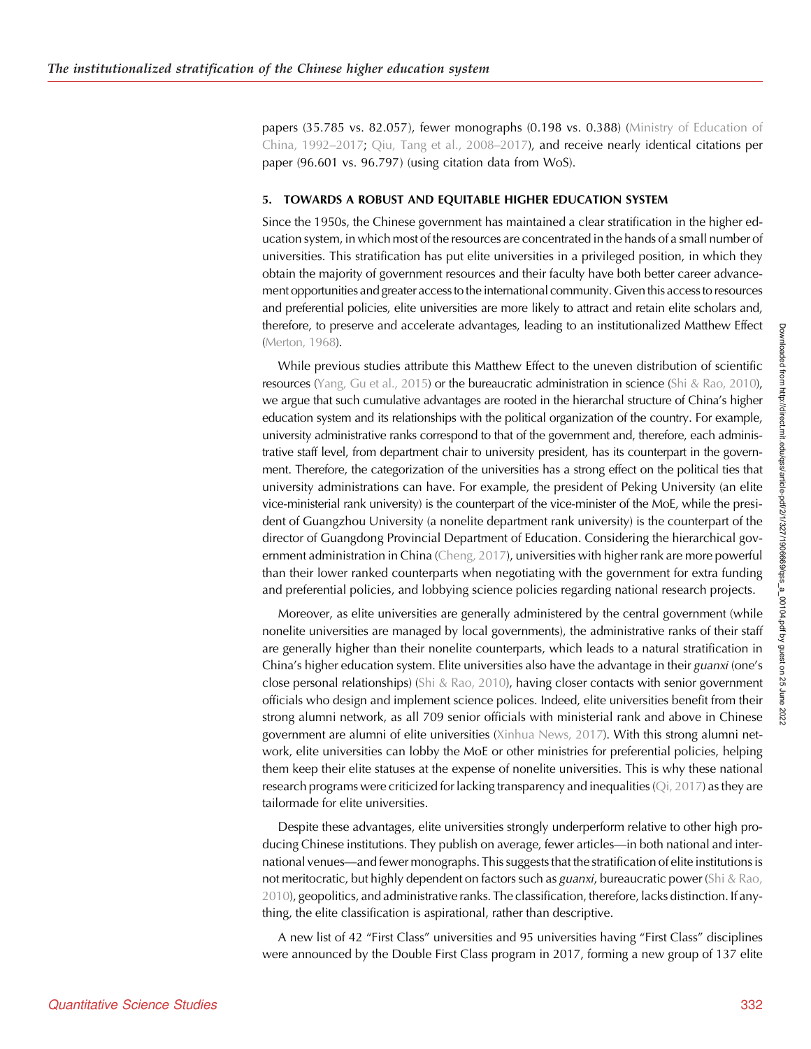papers (35.785 vs. 82.057), fewer monographs (0.198 vs. 0.388) (Ministry of Education of China, 1992–2017; Qiu, Tang et al., 2008–2017), and receive nearly identical citations per paper (96.601 vs. 96.797) (using citation data from WoS).

## 5. TOWARDS A ROBUST AND EQUITABLE HIGHER EDUCATION SYSTEM

Since the 1950s, the Chinese government has maintained a clear stratification in the higher education system, in which most of the resources are concentrated in the hands of a small number of universities. This stratification has put elite universities in a privileged position, in which they obtain the majority of government resources and their faculty have both better career advancement opportunities and greater access to the international community. Given this access to resources and preferential policies, elite universities are more likely to attract and retain elite scholars and, therefore, to preserve and accelerate advantages, leading to an institutionalized Matthew Effect (Merton, 1968).

While previous studies attribute this Matthew Effect to the uneven distribution of scientific resources (Yang, Gu et al., 2015) or the bureaucratic administration in science (Shi & Rao, 2010), we argue that such cumulative advantages are rooted in the hierarchal structure of China's higher education system and its relationships with the political organization of the country. For example, university administrative ranks correspond to that of the government and, therefore, each administrative staff level, from department chair to university president, has its counterpart in the government. Therefore, the categorization of the universities has a strong effect on the political ties that university administrations can have. For example, the president of Peking University (an elite vice-ministerial rank university) is the counterpart of the vice-minister of the MoE, while the president of Guangzhou University (a nonelite department rank university) is the counterpart of the director of Guangdong Provincial Department of Education. Considering the hierarchical government administration in China (Cheng, 2017), universities with higher rank are more powerful than their lower ranked counterparts when negotiating with the government for extra funding and preferential policies, and lobbying science policies regarding national research projects.

Moreover, as elite universities are generally administered by the central government (while nonelite universities are managed by local governments), the administrative ranks of their staff are generally higher than their nonelite counterparts, which leads to a natural stratification in China's higher education system. Elite universities also have the advantage in their *guanxi* (one's close personal relationships) (Shi & Rao, 2010), having closer contacts with senior government officials who design and implement science polices. Indeed, elite universities benefit from their strong alumni network, as all 709 senior officials with ministerial rank and above in Chinese government are alumni of elite universities (Xinhua News, 2017). With this strong alumni network, elite universities can lobby the MoE or other ministries for preferential policies, helping them keep their elite statuses at the expense of nonelite universities. This is why these national research programs were criticized for lacking transparency and inequalities (Qi, 2017) as they are tailormade for elite universities.

Despite these advantages, elite universities strongly underperform relative to other high producing Chinese institutions. They publish on average, fewer articles—in both national and international venues—and fewer monographs. This suggests that the stratification of elite institutions is not meritocratic, but highly dependent on factors such as *guanxi*, bureaucratic power (Shi & Rao, 2010), geopolitics, and administrative ranks. The classification, therefore, lacks distinction. If anything, the elite classification is aspirational, rather than descriptive.

A new list of 42 "First Class" universities and 95 universities having "First Class" disciplines were announced by the Double First Class program in 2017, forming a new group of 137 elite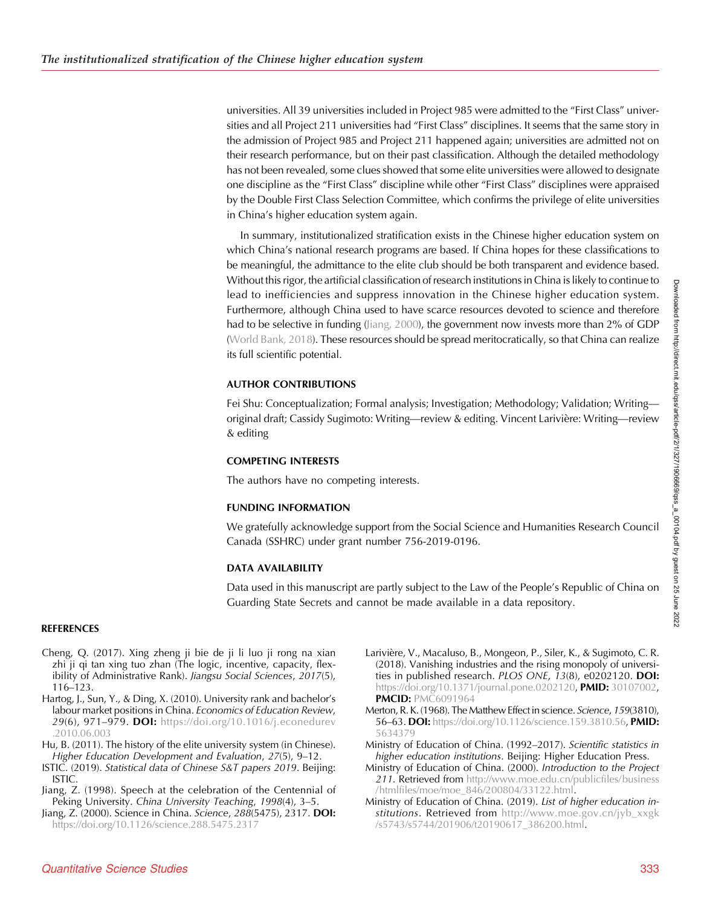universities. All 39 universities included in Project 985 were admitted to the "First Class" universities and all Project 211 universities had "First Class" disciplines. It seems that the same story in the admission of Project 985 and Project 211 happened again; universities are admitted not on their research performance, but on their past classification. Although the detailed methodology has not been revealed, some clues showed that some elite universities were allowed to designate one discipline as the "First Class" discipline while other "First Class" disciplines were appraised by the Double First Class Selection Committee, which confirms the privilege of elite universities in China's higher education system again.

In summary, institutionalized stratification exists in the Chinese higher education system on which China's national research programs are based. If China hopes for these classifications to be meaningful, the admittance to the elite club should be both transparent and evidence based. Without this rigor, the artificial classification of research institutions in China is likely to continue to lead to inefficiencies and suppress innovation in the Chinese higher education system. Furthermore, although China used to have scarce resources devoted to science and therefore had to be selective in funding (Jiang, 2000), the government now invests more than 2% of GDP (World Bank, 2018). These resources should be spread meritocratically, so that China can realize its full scientific potential.

## AUTHOR CONTRIBUTIONS

Fei Shu: Conceptualization; Formal analysis; Investigation; Methodology; Validation; Writing—original draft; Cassidy Sugimoto: Writing—review & editing. Vincent Larivière: Writing—review & editing

## COMPETING INTERESTS

The authors have no competing interests.

## FUNDING INFORMATION

We gratefully acknowledge support from the Social Science and Humanities Research Council Canada (SSHRC) under grant number 756-2019-0196.

## DATA AVAILABILITY

Data used in this manuscript are partly subject to the Law of the People's Republic of China on Guarding State Secrets and cannot be made available in a data repository.

## REFERENCES

Cheng, Q. (2017). Xing zheng ji bie de ji li luo ji rong na xian zhi ji qi tan xing tuo zhan (The logic, incentive, capacity, flexibility of Administrative Rank). *Jiangsu Social Sciences*, *2017*(5), 116–123.

Hartog, J., Sun, Y., & Ding, X. (2010). University rank and bachelor's labour market positions in China. *Economics of Education Review*, *29*(6), 971–979. **DOI:** https://doi.org/10.1016/j.econedurev.2010.06.003

Hu, B. (2011). The history of the elite university system (in Chinese). *Higher Education Development and Evaluation*, *27*(5), 9–12.

ISTIC. (2019). *Statistical data of Chinese S&T papers 2019*. Beijing: ISTIC.

Jiang, Z. (1998). Speech at the celebration of the Centennial of Peking University. *China University Teaching*, *1998*(4), 3–5.

Jiang, Z. (2000). Science in China. *Science*, *288*(5475), 2317. **DOI:** https://doi.org/10.1126/science.288.5475.2317

Larivière, V., Macaluso, B., Mongeon, P., Siler, K., & Sugimoto, C. R. (2018). Vanishing industries and the rising monopoly of universities in published research. *PLOS ONE*, *13*(8), e0202120. **DOI:** https://doi.org/10.1371/journal.pone.0202120, **PMID:** 30107002, **PMCID:** PMC6091964

Merton, R. K. (1968). The Matthew Effect in science. *Science*, *159*(3810), 56–63. **DOI:** https://doi.org/10.1126/science.159.3810.56, **PMID:** 5634379

Ministry of Education of China. (1992–2017). *Scientific statistics in higher education institutions*. Beijing: Higher Education Press.

Ministry of Education of China. (2000). *Introduction to the Project 211*. Retrieved from http://www.moe.edu.cn/publicfiles/business/htmlfiles/moe/moe_846/200804/33122.html.

Ministry of Education of China. (2019). *List of higher education institutions*. Retrieved from http://www.moe.gov.cn/jyb_xxgk/s5743/s5744/201906/t20190617_386200.html.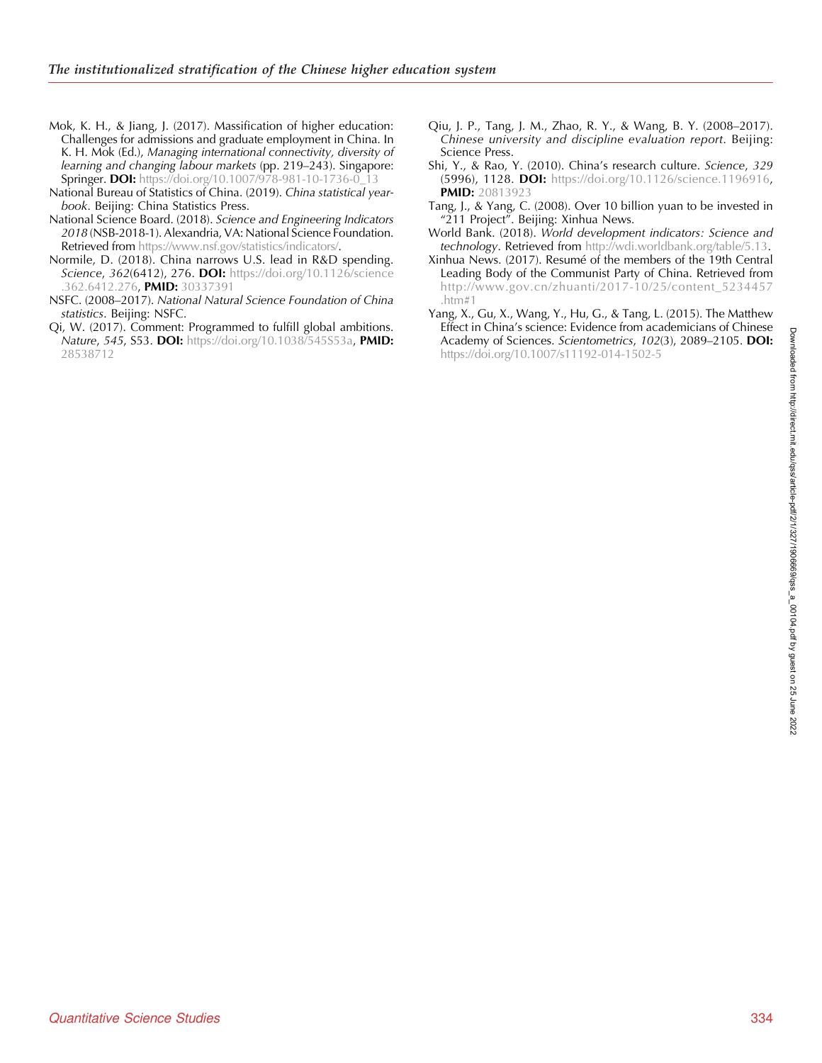Mok, K. H., & Jiang, J. (2017). Massification of higher education: Challenges for admissions and graduate employment in China. In K. H. Mok (Ed.), *Managing international connectivity, diversity of learning and changing labour markets* (pp. 219–243). Singapore: Springer. **DOI:** https://doi.org/10.1007/978-981-10-1736-0_13

National Bureau of Statistics of China. (2019). *China statistical yearbook*. Beijing: China Statistics Press.

National Science Board. (2018). *Science and Engineering Indicators 2018* (NSB-2018-1). Alexandria, VA: National Science Foundation. Retrieved from https://www.nsf.gov/statistics/indicators/.

Normile, D. (2018). China narrows U.S. lead in R&D spending. *Science*, *362*(6412), 276. **DOI:** https://doi.org/10.1126/science.362.6412.276, **PMID:** 30337391

NSFC. (2008–2017). *National Natural Science Foundation of China statistics*. Beijing: NSFC.

Qi, W. (2017). Comment: Programmed to fulfill global ambitions. *Nature*, *545*, S53. **DOI:** https://doi.org/10.1038/545S53a, **PMID:** 28538712

Qiu, J. P., Tang, J. M., Zhao, R. Y., & Wang, B. Y. (2008–2017). *Chinese university and discipline evaluation report*. Beijing: Science Press.

Shi, Y., & Rao, Y. (2010). China's research culture. *Science*, *329* (5996), 1128. **DOI:** https://doi.org/10.1126/science.1196916, **PMID:** 20813923

Tang, J., & Yang, C. (2008). Over 10 billion yuan to be invested in "211 Project". Beijing: Xinhua News.

World Bank. (2018). *World development indicators: Science and technology*. Retrieved from http://wdi.worldbank.org/table/5.13.

Xinhua News. (2017). Resumé of the members of the 19th Central Leading Body of the Communist Party of China. Retrieved from http://www.gov.cn/zhuanti/2017-10/25/content_5234457.htm#1

Yang, X., Gu, X., Wang, Y., Hu, G., & Tang, L. (2015). The Matthew Effect in China's science: Evidence from academicians of Chinese Academy of Sciences. *Scientometrics*, *102*(3), 2089–2105. **DOI:** https://doi.org/10.1007/s11192-014-1502-5